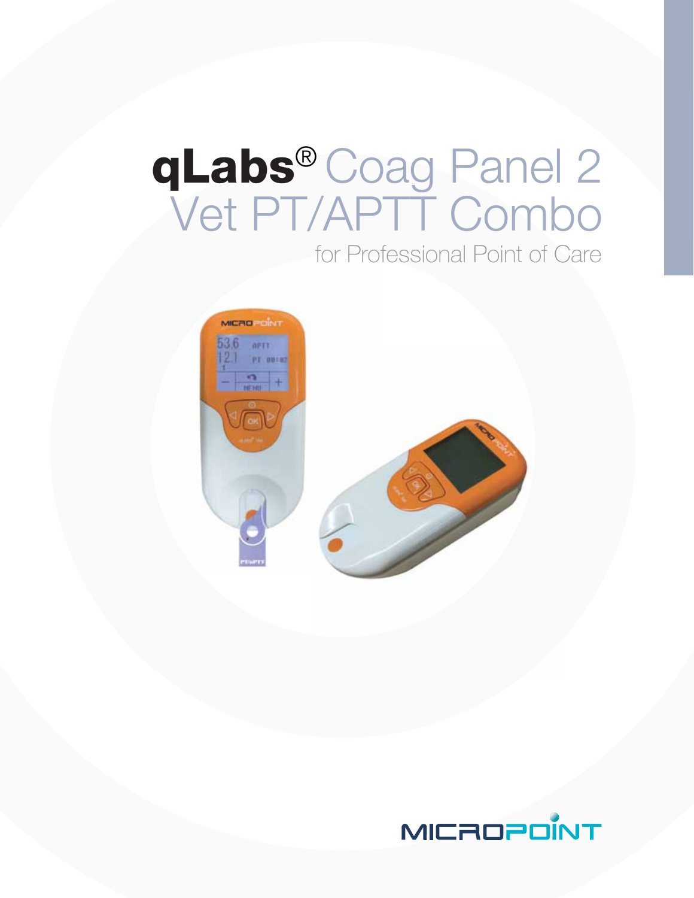# qLabs® Coag Panel 2 Vet PT/APTT Combo

for Professional Point of Care

MICROPOINT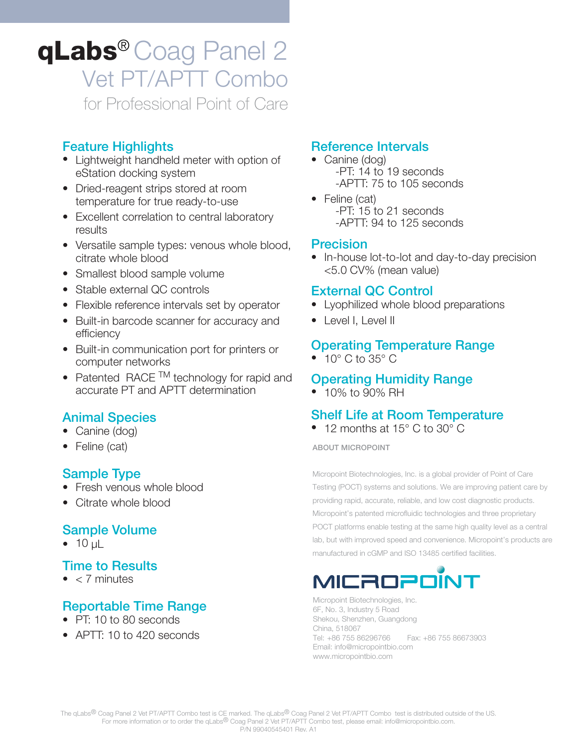# qLabs® Coag Panel 2 Vet PT/APTT Combo

## for Professional Point of Care

## Feature Highlights

- Lightweight handheld meter with option of eStation docking system
- Dried-reagent strips stored at room temperature for true ready-to-use
- Excellent correlation to central laboratory results
- Versatile sample types: venous whole blood, citrate whole blood
- Smallest blood sample volume
- Stable external QC controls
- Flexible reference intervals set by operator
- Built-in barcode scanner for accuracy and efficiency
- Built-in communication port for printers or computer networks
- Patented RACE TM technology for rapid and accurate PT and APTT determination

## Animal Species

- Canine (dog)
- Feline (cat)

## Sample Type

- Fresh venous whole blood
- Citrate whole blood

## Sample Volume

- 10 μL

## Time to Results

- < 7 minutes

## Reportable Time Range

- PT: 10 to 80 seconds
- APTT: 10 to 420 seconds

## Reference Intervals

- Canine (dog)
  - -PT: 14 to 19 seconds
  - -APTT: 75 to 105 seconds
- Feline (cat)
  - -PT: 15 to 21 seconds
  - -APTT: 94 to 125 seconds

## Precision

- In-house lot-to-lot and day-to-day precision <5.0 CV% (mean value)

## External QC Control

- Lyophilized whole blood preparations
- Level I, Level II

## Operating Temperature Range

- 10° C to 35° C

## Operating Humidity Range

- 10% to 90% RH

## Shelf Life at Room Temperature

- 12 months at 15° C to 30° C

### ABOUT MICROPOINT

Micropoint Biotechnologies, Inc. is a global provider of Point of Care Testing (POCT) systems and solutions. We are improving patient care by providing rapid, accurate, reliable, and low cost diagnostic products. Micropoint's patented microfluidic technologies and three proprietary POCT platforms enable testing at the same high quality level as a central lab, but with improved speed and convenience. Micropoint's products are manufactured in cGMP and ISO 13485 certified facilities.

MICROPOINT

Micropoint Biotechnologies, Inc.
6F, No. 3, Industry 5 Road
Shekou, Shenzhen, Guangdong
China, 518067
Tel: +86 755 86296766 Fax: +86 755 86673903
Email: info@micropointbio.com
www.micropointbio.com

The qLabs® Coag Panel 2 Vet PT/APTT Combo test is CE marked. The qLabs® Coag Panel 2 Vet PT/APTT Combo test is distributed outside of the US.
For more information or to order the qLabs® Coag Panel 2 Vet PT/APTT Combo test, please email: info@micropointbio.com.
P/N 99040545401 Rev. A1